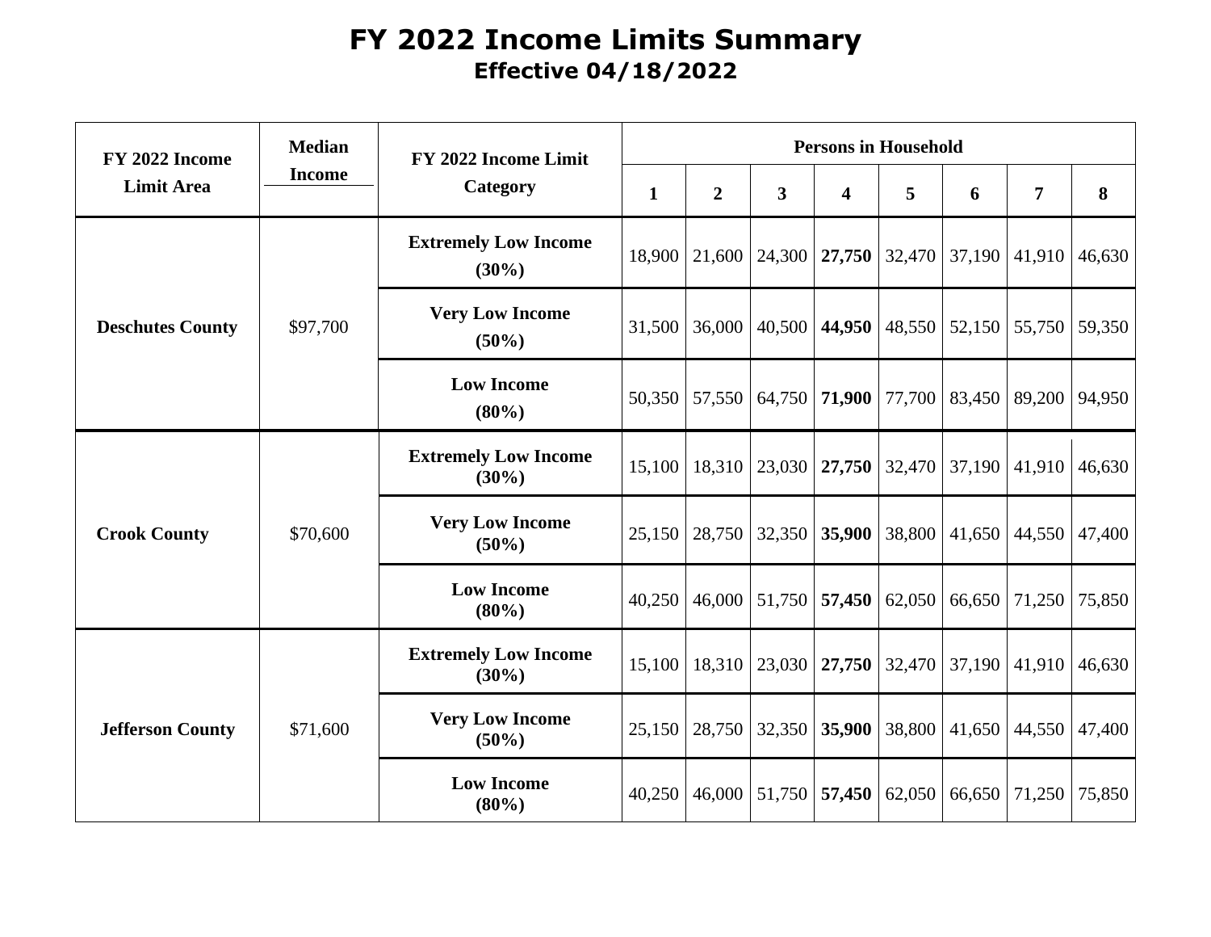# FY 2022 Income Limits Summary

## Effective 04/18/2022

| FY 2022 Income Limit Area | Median Income | FY 2022 Income Limit Category | Persons in Household | | | | | | | |
|---|---|---|---|---|---|---|---|---|---|---|
| | | | **1** | **2** | **3** | **4** | **5** | **6** | **7** | **8** |
| **Deschutes County** | $97,700 | **Extremely Low Income (30%)** | 18,900 | 21,600 | 24,300 | **27,750** | 32,470 | 37,190 | 41,910 | 46,630 |
| | | **Very Low Income (50%)** | 31,500 | 36,000 | 40,500 | **44,950** | 48,550 | 52,150 | 55,750 | 59,350 |
| | | **Low Income (80%)** | 50,350 | 57,550 | 64,750 | **71,900** | 77,700 | 83,450 | 89,200 | 94,950 |
| **Crook County** | $70,600 | **Extremely Low Income (30%)** | 15,100 | 18,310 | 23,030 | **27,750** | 32,470 | 37,190 | 41,910 | 46,630 |
| | | **Very Low Income (50%)** | 25,150 | 28,750 | 32,350 | **35,900** | 38,800 | 41,650 | 44,550 | 47,400 |
| | | **Low Income (80%)** | 40,250 | 46,000 | 51,750 | **57,450** | 62,050 | 66,650 | 71,250 | 75,850 |
| **Jefferson County** | $71,600 | **Extremely Low Income (30%)** | 15,100 | 18,310 | 23,030 | **27,750** | 32,470 | 37,190 | 41,910 | 46,630 |
| | | **Very Low Income (50%)** | 25,150 | 28,750 | 32,350 | **35,900** | 38,800 | 41,650 | 44,550 | 47,400 |
| | | **Low Income (80%)** | 40,250 | 46,000 | 51,750 | **57,450** | 62,050 | 66,650 | 71,250 | 75,850 |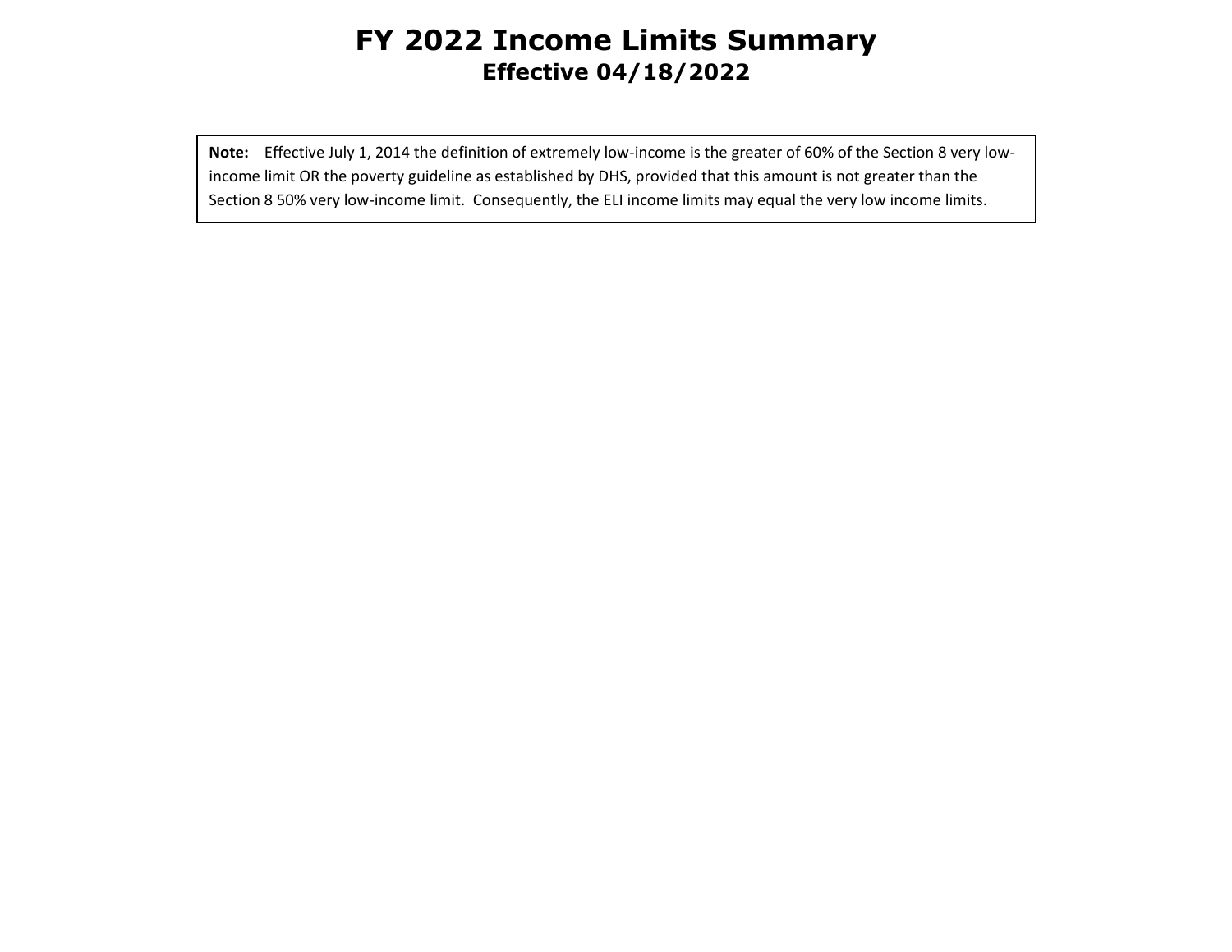# FY 2022 Income Limits Summary

## Effective 04/18/2022

**Note:** Effective July 1, 2014 the definition of extremely low-income is the greater of 60% of the Section 8 very low-income limit OR the poverty guideline as established by DHS, provided that this amount is not greater than the Section 8 50% very low-income limit. Consequently, the ELI income limits may equal the very low income limits.